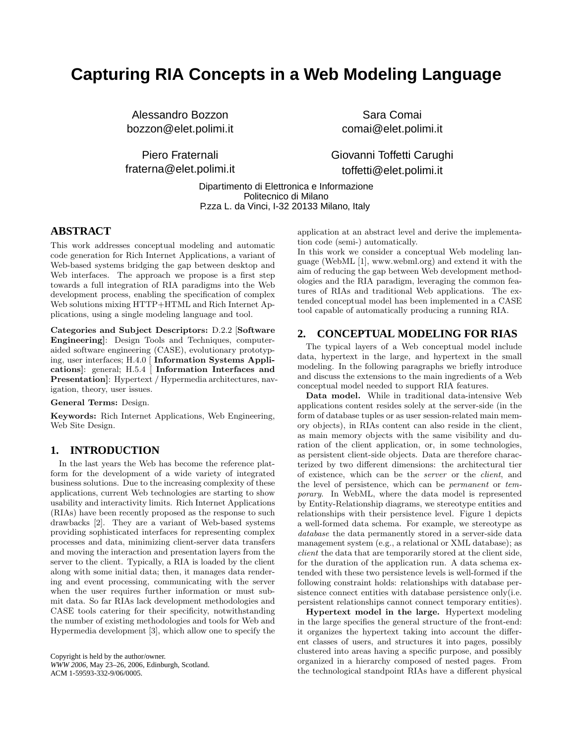# Capturing RIA Concepts in a Web Modeling Language

Alessandro Bozzon
bozzon@elet.polimi.it

Sara Comai
comai@elet.polimi.it

Piero Fraternali
fraterna@elet.polimi.it

Giovanni Toffetti Carughi
toffetti@elet.polimi.it

Dipartimento di Elettronica e Informazione
Politecnico di Milano
P.zza L. da Vinci, I-32 20133 Milano, Italy

## ABSTRACT

This work addresses conceptual modeling and automatic code generation for Rich Internet Applications, a variant of Web-based systems bridging the gap between desktop and Web interfaces. The approach we propose is a first step towards a full integration of RIA paradigms into the Web development process, enabling the specification of complex Web solutions mixing HTTP+HTML and Rich Internet Applications, using a single modeling language and tool.

**Categories and Subject Descriptors:** D.2.2 [**Software Engineering**]: Design Tools and Techniques, computer-aided software engineering (CASE), evolutionary prototyping, user interfaces; H.4.0 [ **Information Systems Applications**]: general; H.5.4 [ **Information Interfaces and Presentation**]: Hypertext / Hypermedia architectures, navigation, theory, user issues.

**General Terms:** Design.

**Keywords:** Rich Internet Applications, Web Engineering, Web Site Design.

## 1. INTRODUCTION

In the last years the Web has become the reference platform for the development of a wide variety of integrated business solutions. Due to the increasing complexity of these applications, current Web technologies are starting to show usability and interactivity limits. Rich Internet Applications (RIAs) have been recently proposed as the response to such drawbacks [2]. They are a variant of Web-based systems providing sophisticated interfaces for representing complex processes and data, minimizing client-server data transfers and moving the interaction and presentation layers from the server to the client. Typically, a RIA is loaded by the client along with some initial data; then, it manages data rendering and event processing, communicating with the server when the user requires further information or must submit data. So far RIAs lack development methodologies and CASE tools catering for their specificity, notwithstanding the number of existing methodologies and tools for Web and Hypermedia development [3], which allow one to specify the application at an abstract level and derive the implementation code (semi-) automatically.

In this work we consider a conceptual Web modeling language (WebML [1], www.webml.org) and extend it with the aim of reducing the gap between Web development methodologies and the RIA paradigm, leveraging the common features of RIAs and traditional Web applications. The extended conceptual model has been implemented in a CASE tool capable of automatically producing a running RIA.

Copyright is held by the author/owner.
*WWW 2006,* May 23–26, 2006, Edinburgh, Scotland.
ACM 1-59593-332-9/06/0005.

## 2. CONCEPTUAL MODELING FOR RIAS

The typical layers of a Web conceptual model include data, hypertext in the large, and hypertext in the small modeling. In the following paragraphs we briefly introduce and discuss the extensions to the main ingredients of a Web conceptual model needed to support RIA features.

**Data model.** While in traditional data-intensive Web applications content resides solely at the server-side (in the form of database tuples or as user session-related main memory objects), in RIAs content can also reside in the client, as main memory objects with the same visibility and duration of the client application, or, in some technologies, as persistent client-side objects. Data are therefore characterized by two different dimensions: the architectural tier of existence, which can be the *server* or the *client*, and the level of persistence, which can be *permanent* or *temporary*. In WebML, where the data model is represented by Entity-Relationship diagrams, we stereotype entities and relationships with their persistence level. Figure 1 depicts a well-formed data schema. For example, we stereotype as *database* the data permanently stored in a server-side data management system (e.g., a relational or XML database); as *client* the data that are temporarily stored at the client side, for the duration of the application run. A data schema extended with these two persistence levels is well-formed if the following constraint holds: relationships with database persistence connect entities with database persistence only(i.e. persistent relationships cannot connect temporary entities).

**Hypertext model in the large.** Hypertext modeling in the large specifies the general structure of the front-end: it organizes the hypertext taking into account the different classes of users, and structures it into pages, possibly clustered into areas having a specific purpose, and possibly organized in a hierarchy composed of nested pages. From the technological standpoint RIAs have a different physical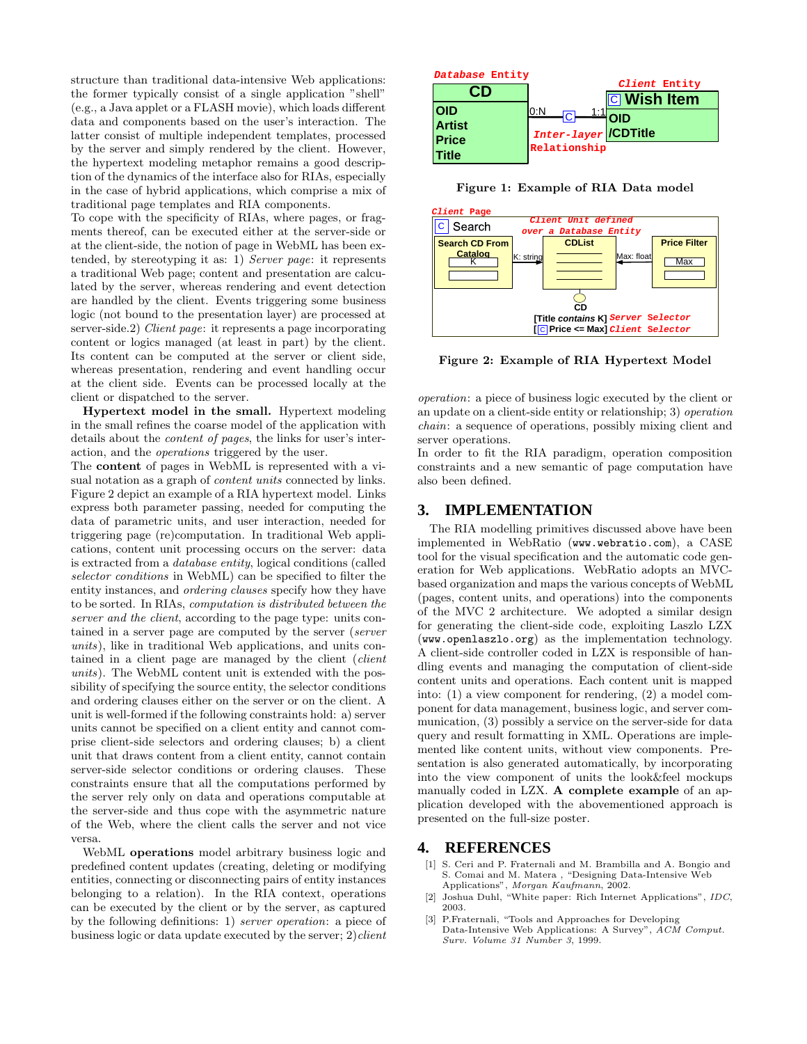structure than traditional data-intensive Web applications: the former typically consist of a single application "shell" (e.g., a Java applet or a FLASH movie), which loads different data and components based on the user's interaction. The latter consist of multiple independent templates, processed by the server and simply rendered by the client. However, the hypertext modeling metaphor remains a good description of the dynamics of the interface also for RIAs, especially in the case of hybrid applications, which comprise a mix of traditional page templates and RIA components.
To cope with the specificity of RIAs, where pages, or fragments thereof, can be executed either at the server-side or at the client-side, the notion of page in WebML has been extended, by stereotyping it as: 1) *Server page*: it represents a traditional Web page; content and presentation are calculated by the server, whereas rendering and event detection are handled by the client. Events triggering some business logic (not bound to the presentation layer) are processed at server-side.2) *Client page*: it represents a page incorporating content or logics managed (at least in part) by the client. Its content can be computed at the server or client side, whereas presentation, rendering and event handling occur at the client side. Events can be processed locally at the client or dispatched to the server.

**Hypertext model in the small.** Hypertext modeling in the small refines the coarse model of the application with details about the *content of pages*, the links for user's interaction, and the *operations* triggered by the user.
The **content** of pages in WebML is represented with a visual notation as a graph of *content units* connected by links. Figure 2 depict an example of a RIA hypertext model. Links express both parameter passing, needed for computing the data of parametric units, and user interaction, needed for triggering page (re)computation. In traditional Web applications, content unit processing occurs on the server: data is extracted from a *database entity*, logical conditions (called *selector conditions* in WebML) can be specified to filter the entity instances, and *ordering clauses* specify how they have to be sorted. In RIAs, *computation is distributed between the server and the client*, according to the page type: units contained in a server page are computed by the server (*server units*), like in traditional Web applications, and units contained in a client page are managed by the client (*client units*). The WebML content unit is extended with the possibility of specifying the source entity, the selector conditions and ordering clauses either on the server or on the client. A unit is well-formed if the following constraints hold: a) server units cannot be specified on a client entity and cannot comprise client-side selectors and ordering clauses; b) a client unit that draws content from a client entity, cannot contain server-side selector conditions or ordering clauses. These constraints ensure that all the computations performed by the server rely only on data and operations computable at the server-side and thus cope with the asymmetric nature of the Web, where the client calls the server and not vice versa.

WebML **operations** model arbitrary business logic and predefined content updates (creating, deleting or modifying entities, connecting or disconnecting pairs of entity instances belonging to a relation). In the RIA context, operations can be executed by the client or by the server, as captured by the following definitions: 1) *server operation*: a piece of business logic or data update executed by the server; 2)*client operation*: a piece of business logic executed by the client or an update on a client-side entity or relationship; 3) *operation chain*: a sequence of operations, possibly mixing client and server operations.
In order to fit the RIA paradigm, operation composition constraints and a new semantic of page computation have also been defined.

Database Entity
CD
OID
Artist
Price
Title
0:N
C
1:1
Inter-layer Relationship
Client Entity
C Wish Item
OID
/CDTitle

**Figure 1: Example of RIA Data model**

Client Page
C Search
Client Unit defined over a Database Entity
Search CD From Catalog
K
K: string
CDList
Max: float
Price Filter
Max
CD
[Title *contains* K] Server Selector
[C Price <= Max] Client Selector

**Figure 2: Example of RIA Hypertext Model**

## 3. IMPLEMENTATION

The RIA modelling primitives discussed above have been implemented in WebRatio (www.webratio.com), a CASE tool for the visual specification and the automatic code generation for Web applications. WebRatio adopts an MVC-based organization and maps the various concepts of WebML (pages, content units, and operations) into the components of the MVC 2 architecture. We adopted a similar design for generating the client-side code, exploiting Laszlo LZX (www.openlaszlo.org) as the implementation technology. A client-side controller coded in LZX is responsible of handling events and managing the computation of client-side content units and operations. Each content unit is mapped into: (1) a view component for rendering, (2) a model component for data management, business logic, and server communication, (3) possibly a service on the server-side for data query and result formatting in XML. Operations are implemented like content units, without view components. Presentation is also generated automatically, by incorporating into the view component of units the look&feel mockups manually coded in LZX. **A complete example** of an application developed with the abovementioned approach is presented on the full-size poster.

## 4. REFERENCES

[1] S. Ceri and P. Fraternali and M. Brambilla and A. Bongio and S. Comai and M. Matera , "Designing Data-Intensive Web Applications", *Morgan Kaufmann*, 2002.

[2] Joshua Duhl, "White paper: Rich Internet Applications", *IDC*, 2003.

[3] P.Fraternali, "Tools and Approaches for Developing Data-Intensive Web Applications: A Survey", *ACM Comput. Surv. Volume 31 Number 3*, 1999.